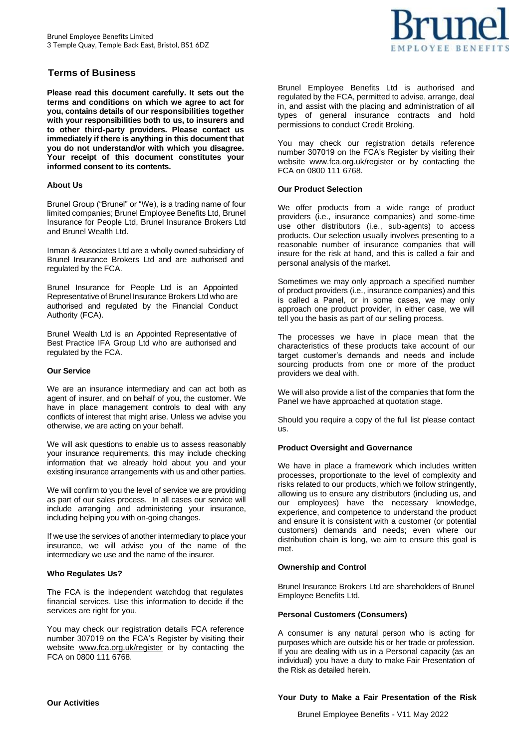Brunel Employee Benefits Limited
3 Temple Quay, Temple Back East, Bristol, BS1 6DZ

## Terms of Business

**Please read this document carefully. It sets out the terms and conditions on which we agree to act for you, contains details of our responsibilities together with your responsibilities both to us, to insurers and to other third-party providers. Please contact us immediately if there is anything in this document that you do not understand/or with which you disagree. Your receipt of this document constitutes your informed consent to its contents.**

### About Us

Brunel Group ("Brunel" or "We), is a trading name of four limited companies; Brunel Employee Benefits Ltd, Brunel Insurance for People Ltd, Brunel Insurance Brokers Ltd and Brunel Wealth Ltd.

Inman & Associates Ltd are a wholly owned subsidiary of Brunel Insurance Brokers Ltd and are authorised and regulated by the FCA.

Brunel Insurance for People Ltd is an Appointed Representative of Brunel Insurance Brokers Ltd who are authorised and regulated by the Financial Conduct Authority (FCA).

Brunel Wealth Ltd is an Appointed Representative of Best Practice IFA Group Ltd who are authorised and regulated by the FCA.

### Our Service

We are an insurance intermediary and can act both as agent of insurer, and on behalf of you, the customer. We have in place management controls to deal with any conflicts of interest that might arise. Unless we advise you otherwise, we are acting on your behalf.

We will ask questions to enable us to assess reasonably your insurance requirements, this may include checking information that we already hold about you and your existing insurance arrangements with us and other parties.

We will confirm to you the level of service we are providing as part of our sales process. In all cases our service will include arranging and administering your insurance, including helping you with on-going changes.

If we use the services of another intermediary to place your insurance, we will advise you of the name of the intermediary we use and the name of the insurer.

### Who Regulates Us?

The FCA is the independent watchdog that regulates financial services. Use this information to decide if the services are right for you.

You may check our registration details FCA reference number 307019 on the FCA's Register by visiting their website www.fca.org.uk/register or by contacting the FCA on 0800 111 6768.

### Our Activities

Brunel Employee Benefits Ltd is authorised and regulated by the FCA, permitted to advise, arrange, deal in, and assist with the placing and administration of all types of general insurance contracts and hold permissions to conduct Credit Broking.

You may check our registration details reference number 307019 on the FCA's Register by visiting their website www.fca.org.uk/register or by contacting the FCA on 0800 111 6768.

### Our Product Selection

We offer products from a wide range of product providers (i.e., insurance companies) and some-time use other distributors (i.e., sub-agents) to access products. Our selection usually involves presenting to a reasonable number of insurance companies that will insure for the risk at hand, and this is called a fair and personal analysis of the market.

Sometimes we may only approach a specified number of product providers (i.e., insurance companies) and this is called a Panel, or in some cases, we may only approach one product provider, in either case, we will tell you the basis as part of our selling process.

The processes we have in place mean that the characteristics of these products take account of our target customer's demands and needs and include sourcing products from one or more of the product providers we deal with.

We will also provide a list of the companies that form the Panel we have approached at quotation stage.

Should you require a copy of the full list please contact us.

### Product Oversight and Governance

We have in place a framework which includes written processes, proportionate to the level of complexity and risks related to our products, which we follow stringently, allowing us to ensure any distributors (including us, and our employees) have the necessary knowledge, experience, and competence to understand the product and ensure it is consistent with a customer (or potential customers) demands and needs; even where our distribution chain is long, we aim to ensure this goal is met.

### Ownership and Control

Brunel Insurance Brokers Ltd are shareholders of Brunel Employee Benefits Ltd.

### Personal Customers (Consumers)

A consumer is any natural person who is acting for purposes which are outside his or her trade or profession. If you are dealing with us in a Personal capacity (as an individual) you have a duty to make Fair Presentation of the Risk as detailed herein.

### Your Duty to Make a Fair Presentation of the Risk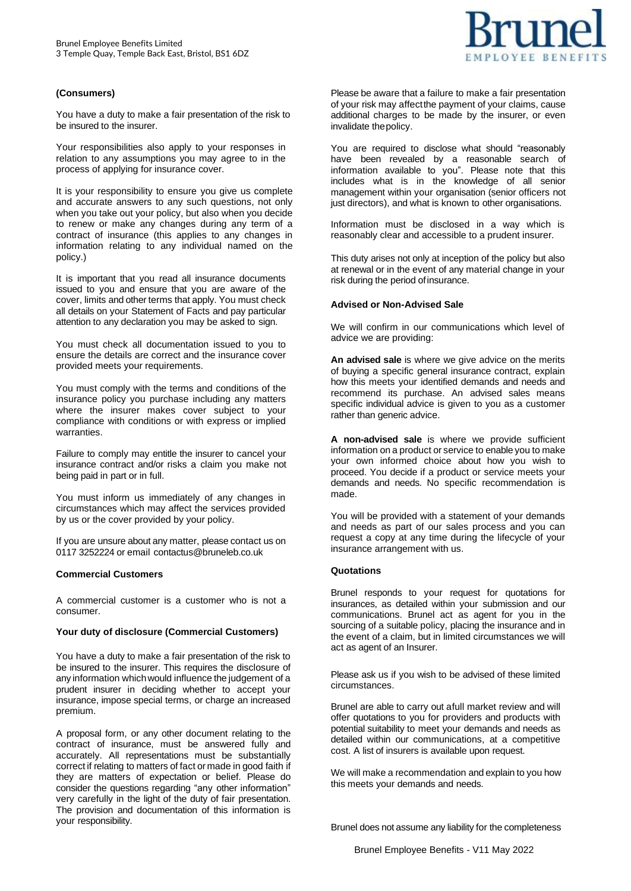**(Consumers)**

You have a duty to make a fair presentation of the risk to be insured to the insurer.

Your responsibilities also apply to your responses in relation to any assumptions you may agree to in the process of applying for insurance cover.

It is your responsibility to ensure you give us complete and accurate answers to any such questions, not only when you take out your policy, but also when you decide to renew or make any changes during any term of a contract of insurance (this applies to any changes in information relating to any individual named on the policy.)

It is important that you read all insurance documents issued to you and ensure that you are aware of the cover, limits and other terms that apply. You must check all details on your Statement of Facts and pay particular attention to any declaration you may be asked to sign.

You must check all documentation issued to you to ensure the details are correct and the insurance cover provided meets your requirements.

You must comply with the terms and conditions of the insurance policy you purchase including any matters where the insurer makes cover subject to your compliance with conditions or with express or implied warranties.

Failure to comply may entitle the insurer to cancel your insurance contract and/or risks a claim you make not being paid in part or in full.

You must inform us immediately of any changes in circumstances which may affect the services provided by us or the cover provided by your policy.

If you are unsure about any matter, please contact us on 0117 3252224 or email contactus@bruneleb.co.uk

**Commercial Customers**

A commercial customer is a customer who is not a consumer.

**Your duty of disclosure (Commercial Customers)**

You have a duty to make a fair presentation of the risk to be insured to the insurer. This requires the disclosure of any information which would influence the judgement of a prudent insurer in deciding whether to accept your insurance, impose special terms, or charge an increased premium.

A proposal form, or any other document relating to the contract of insurance, must be answered fully and accurately. All representations must be substantially correct if relating to matters of fact or made in good faith if they are matters of expectation or belief. Please do consider the questions regarding "any other information" very carefully in the light of the duty of fair presentation. The provision and documentation of this information is your responsibility.

Please be aware that a failure to make a fair presentation of your risk may affect the payment of your claims, cause additional charges to be made by the insurer, or even invalidate the policy.

You are required to disclose what should "reasonably have been revealed by a reasonable search of information available to you". Please note that this includes what is in the knowledge of all senior management within your organisation (senior officers not just directors), and what is known to other organisations.

Information must be disclosed in a way which is reasonably clear and accessible to a prudent insurer.

This duty arises not only at inception of the policy but also at renewal or in the event of any material change in your risk during the period of insurance.

**Advised or Non-Advised Sale**

We will confirm in our communications which level of advice we are providing:

**An advised sale** is where we give advice on the merits of buying a specific general insurance contract, explain how this meets your identified demands and needs and recommend its purchase. An advised sales means specific individual advice is given to you as a customer rather than generic advice.

**A non-advised sale** is where we provide sufficient information on a product or service to enable you to make your own informed choice about how you wish to proceed. You decide if a product or service meets your demands and needs. No specific recommendation is made.

You will be provided with a statement of your demands and needs as part of our sales process and you can request a copy at any time during the lifecycle of your insurance arrangement with us.

**Quotations**

Brunel responds to your request for quotations for insurances, as detailed within your submission and our communications. Brunel act as agent for you in the sourcing of a suitable policy, placing the insurance and in the event of a claim, but in limited circumstances we will act as agent of an Insurer.

Please ask us if you wish to be advised of these limited circumstances.

Brunel are able to carry out a full market review and will offer quotations to you for providers and products with potential suitability to meet your demands and needs as detailed within our communications, at a competitive cost. A list of insurers is available upon request.

We will make a recommendation and explain to you how this meets your demands and needs.

Brunel does not assume any liability for the completeness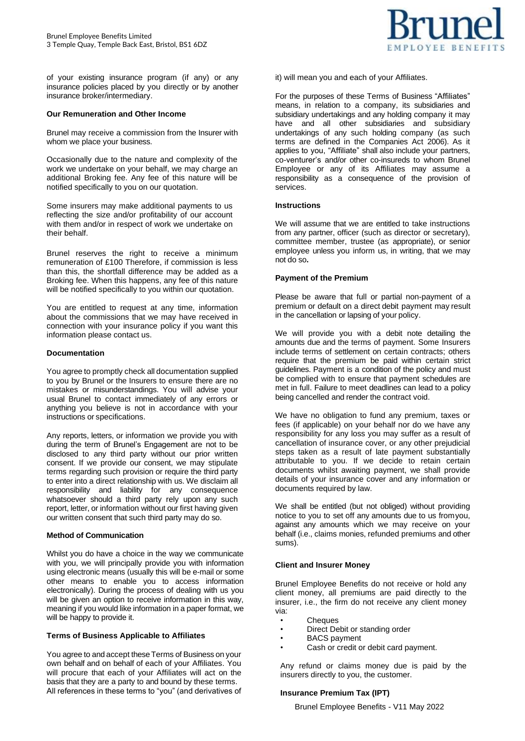of your existing insurance program (if any) or any insurance policies placed by you directly or by another insurance broker/intermediary.

**Our Remuneration and Other Income**

Brunel may receive a commission from the Insurer with whom we place your business.

Occasionally due to the nature and complexity of the work we undertake on your behalf, we may charge an additional Broking fee. Any fee of this nature will be notified specifically to you on our quotation.

Some insurers may make additional payments to us reflecting the size and/or profitability of our account with them and/or in respect of work we undertake on their behalf.

Brunel reserves the right to receive a minimum remuneration of £100 Therefore, if commission is less than this, the shortfall difference may be added as a Broking fee. When this happens, any fee of this nature will be notified specifically to you within our quotation.

You are entitled to request at any time, information about the commissions that we may have received in connection with your insurance policy if you want this information please contact us.

**Documentation**

You agree to promptly check all documentation supplied to you by Brunel or the Insurers to ensure there are no mistakes or misunderstandings. You will advise your usual Brunel to contact immediately of any errors or anything you believe is not in accordance with your instructions or specifications.

Any reports, letters, or information we provide you with during the term of Brunel's Engagement are not to be disclosed to any third party without our prior written consent. If we provide our consent, we may stipulate terms regarding such provision or require the third party to enter into a direct relationship with us. We disclaim all responsibility and liability for any consequence whatsoever should a third party rely upon any such report, letter, or information without our first having given our written consent that such third party may do so.

**Method of Communication**

Whilst you do have a choice in the way we communicate with you, we will principally provide you with information using electronic means (usually this will be e-mail or some other means to enable you to access information electronically). During the process of dealing with us you will be given an option to receive information in this way, meaning if you would like information in a paper format, we will be happy to provide it.

**Terms of Business Applicable to Affiliates**

You agree to and accept these Terms of Business on your own behalf and on behalf of each of your Affiliates. You will procure that each of your Affiliates will act on the basis that they are a party to and bound by these terms. All references in these terms to "you" (and derivatives of it) will mean you and each of your Affiliates.

For the purposes of these Terms of Business "Affiliates" means, in relation to a company, its subsidiaries and subsidiary undertakings and any holding company it may have and all other subsidiaries and subsidiary undertakings of any such holding company (as such terms are defined in the Companies Act 2006). As it applies to you, "Affiliate" shall also include your partners, co-venturer's and/or other co-insureds to whom Brunel Employee or any of its Affiliates may assume a responsibility as a consequence of the provision of services.

**Instructions**

We will assume that we are entitled to take instructions from any partner, officer (such as director or secretary), committee member, trustee (as appropriate), or senior employee unless you inform us, in writing, that we may not do so**.**

**Payment of the Premium**

Please be aware that full or partial non-payment of a premium or default on a direct debit payment may result in the cancellation or lapsing of your policy.

We will provide you with a debit note detailing the amounts due and the terms of payment. Some Insurers include terms of settlement on certain contracts; others require that the premium be paid within certain strict guidelines. Payment is a condition of the policy and must be complied with to ensure that payment schedules are met in full. Failure to meet deadlines can lead to a policy being cancelled and render the contract void.

We have no obligation to fund any premium, taxes or fees (if applicable) on your behalf nor do we have any responsibility for any loss you may suffer as a result of cancellation of insurance cover, or any other prejudicial steps taken as a result of late payment substantially attributable to you. If we decide to retain certain documents whilst awaiting payment, we shall provide details of your insurance cover and any information or documents required by law.

We shall be entitled (but not obliged) without providing notice to you to set off any amounts due to us fromyou, against any amounts which we may receive on your behalf (i.e., claims monies, refunded premiums and other sums).

**Client and Insurer Money**

Brunel Employee Benefits do not receive or hold any client money, all premiums are paid directly to the insurer, i.e., the firm do not receive any client money via:

- Cheques
- Direct Debit or standing order
- BACS payment
- Cash or credit or debit card payment.

Any refund or claims money due is paid by the insurers directly to you, the customer.

**Insurance Premium Tax (IPT)**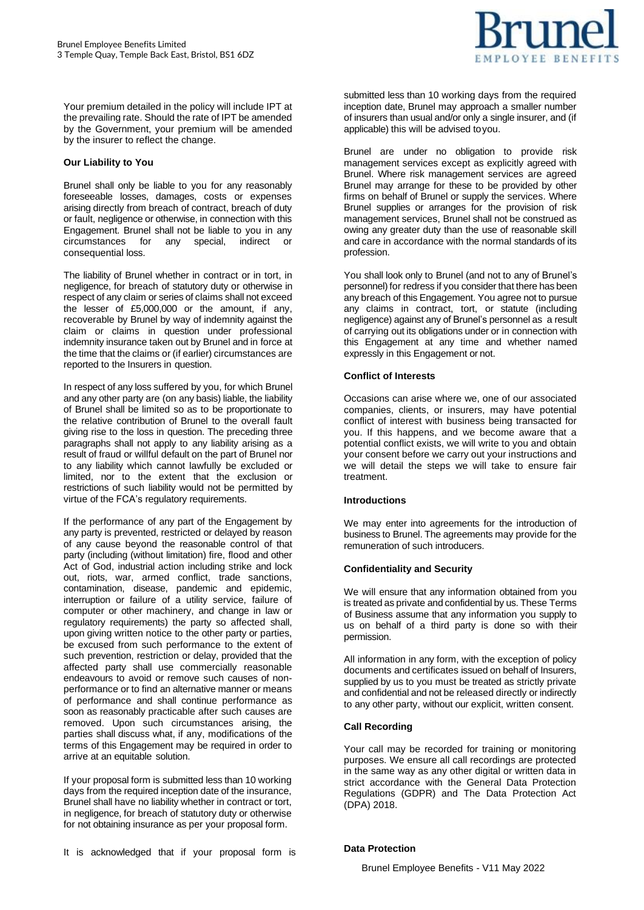Your premium detailed in the policy will include IPT at the prevailing rate. Should the rate of IPT be amended by the Government, your premium will be amended by the insurer to reflect the change.

**Our Liability to You**

Brunel shall only be liable to you for any reasonably foreseeable losses, damages, costs or expenses arising directly from breach of contract, breach of duty or fault, negligence or otherwise, in connection with this Engagement. Brunel shall not be liable to you in any circumstances for any special, indirect or consequential loss.

The liability of Brunel whether in contract or in tort, in negligence, for breach of statutory duty or otherwise in respect of any claim or series of claims shall not exceed the lesser of £5,000,000 or the amount, if any, recoverable by Brunel by way of indemnity against the claim or claims in question under professional indemnity insurance taken out by Brunel and in force at the time that the claims or (if earlier) circumstances are reported to the Insurers in question.

In respect of any loss suffered by you, for which Brunel and any other party are (on any basis) liable, the liability of Brunel shall be limited so as to be proportionate to the relative contribution of Brunel to the overall fault giving rise to the loss in question. The preceding three paragraphs shall not apply to any liability arising as a result of fraud or willful default on the part of Brunel nor to any liability which cannot lawfully be excluded or limited, nor to the extent that the exclusion or restrictions of such liability would not be permitted by virtue of the FCA's regulatory requirements.

If the performance of any part of the Engagement by any party is prevented, restricted or delayed by reason of any cause beyond the reasonable control of that party (including (without limitation) fire, flood and other Act of God, industrial action including strike and lock out, riots, war, armed conflict, trade sanctions, contamination, disease, pandemic and epidemic, interruption or failure of a utility service, failure of computer or other machinery, and change in law or regulatory requirements) the party so affected shall, upon giving written notice to the other party or parties, be excused from such performance to the extent of such prevention, restriction or delay, provided that the affected party shall use commercially reasonable endeavours to avoid or remove such causes of non-performance or to find an alternative manner or means of performance and shall continue performance as soon as reasonably practicable after such causes are removed. Upon such circumstances arising, the parties shall discuss what, if any, modifications of the terms of this Engagement may be required in order to arrive at an equitable solution.

If your proposal form is submitted less than 10 working days from the required inception date of the insurance, Brunel shall have no liability whether in contract or tort, in negligence, for breach of statutory duty or otherwise for not obtaining insurance as per your proposal form.

It is acknowledged that if your proposal form is submitted less than 10 working days from the required inception date, Brunel may approach a smaller number of insurers than usual and/or only a single insurer, and (if applicable) this will be advised to you.

Brunel are under no obligation to provide risk management services except as explicitly agreed with Brunel. Where risk management services are agreed Brunel may arrange for these to be provided by other firms on behalf of Brunel or supply the services. Where Brunel supplies or arranges for the provision of risk management services, Brunel shall not be construed as owing any greater duty than the use of reasonable skill and care in accordance with the normal standards of its profession.

You shall look only to Brunel (and not to any of Brunel's personnel) for redress if you consider that there has been any breach of this Engagement. You agree not to pursue any claims in contract, tort, or statute (including negligence) against any of Brunel's personnel as a result of carrying out its obligations under or in connection with this Engagement at any time and whether named expressly in this Engagement or not.

**Conflict of Interests**

Occasions can arise where we, one of our associated companies, clients, or insurers, may have potential conflict of interest with business being transacted for you. If this happens, and we become aware that a potential conflict exists, we will write to you and obtain your consent before we carry out your instructions and we will detail the steps we will take to ensure fair treatment.

**Introductions**

We may enter into agreements for the introduction of business to Brunel. The agreements may provide for the remuneration of such introducers.

**Confidentiality and Security**

We will ensure that any information obtained from you is treated as private and confidential by us. These Terms of Business assume that any information you supply to us on behalf of a third party is done so with their permission.

All information in any form, with the exception of policy documents and certificates issued on behalf of Insurers, supplied by us to you must be treated as strictly private and confidential and not be released directly or indirectly to any other party, without our explicit, written consent.

**Call Recording**

Your call may be recorded for training or monitoring purposes. We ensure all call recordings are protected in the same way as any other digital or written data in strict accordance with the General Data Protection Regulations (GDPR) and The Data Protection Act (DPA) 2018.

**Data Protection**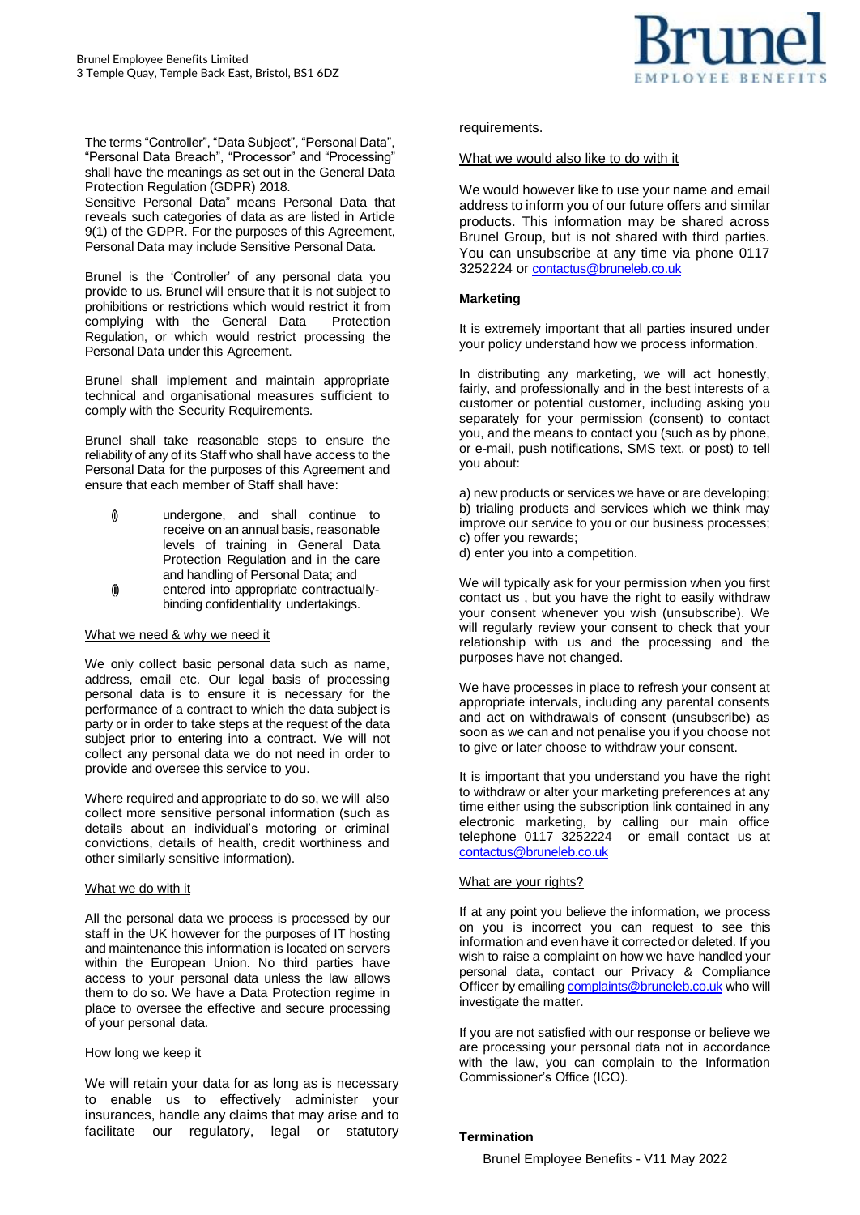The terms "Controller", "Data Subject", "Personal Data", "Personal Data Breach", "Processor" and "Processing" shall have the meanings as set out in the General Data Protection Regulation (GDPR) 2018.
Sensitive Personal Data" means Personal Data that reveals such categories of data as are listed in Article 9(1) of the GDPR. For the purposes of this Agreement, Personal Data may include Sensitive Personal Data.

Brunel is the 'Controller' of any personal data you provide to us. Brunel will ensure that it is not subject to prohibitions or restrictions which would restrict it from complying with the General Data Protection Regulation, or which would restrict processing the Personal Data under this Agreement.

Brunel shall implement and maintain appropriate technical and organisational measures sufficient to comply with the Security Requirements.

Brunel shall take reasonable steps to ensure the reliability of any of its Staff who shall have access to the Personal Data for the purposes of this Agreement and ensure that each member of Staff shall have:

(i) undergone, and shall continue to receive on an annual basis, reasonable levels of training in General Data Protection Regulation and in the care and handling of Personal Data; and
(ii) entered into appropriate contractually-binding confidentiality undertakings.

What we need & why we need it

We only collect basic personal data such as name, address, email etc. Our legal basis of processing personal data is to ensure it is necessary for the performance of a contract to which the data subject is party or in order to take steps at the request of the data subject prior to entering into a contract. We will not collect any personal data we do not need in order to provide and oversee this service to you.

Where required and appropriate to do so, we will also collect more sensitive personal information (such as details about an individual's motoring or criminal convictions, details of health, credit worthiness and other similarly sensitive information).

What we do with it

All the personal data we process is processed by our staff in the UK however for the purposes of IT hosting and maintenance this information is located on servers within the European Union. No third parties have access to your personal data unless the law allows them to do so. We have a Data Protection regime in place to oversee the effective and secure processing of your personal data.

How long we keep it

We will retain your data for as long as is necessary to enable us to effectively administer your insurances, handle any claims that may arise and to facilitate our regulatory, legal or statutory requirements.

What we would also like to do with it

We would however like to use your name and email address to inform you of our future offers and similar products. This information may be shared across Brunel Group, but is not shared with third parties. You can unsubscribe at any time via phone 0117 3252224 or contactus@bruneleb.co.uk

**Marketing**

It is extremely important that all parties insured under your policy understand how we process information.

In distributing any marketing, we will act honestly, fairly, and professionally and in the best interests of a customer or potential customer, including asking you separately for your permission (consent) to contact you, and the means to contact you (such as by phone, or e-mail, push notifications, SMS text, or post) to tell you about:

a) new products or services we have or are developing;
b) trialing products and services which we think may improve our service to you or our business processes;
c) offer you rewards;
d) enter you into a competition.

We will typically ask for your permission when you first contact us , but you have the right to easily withdraw your consent whenever you wish (unsubscribe). We will regularly review your consent to check that your relationship with us and the processing and the purposes have not changed.

We have processes in place to refresh your consent at appropriate intervals, including any parental consents and act on withdrawals of consent (unsubscribe) as soon as we can and not penalise you if you choose not to give or later choose to withdraw your consent.

It is important that you understand you have the right to withdraw or alter your marketing preferences at any time either using the subscription link contained in any electronic marketing, by calling our main office telephone 0117 3252224 or email contact us at contactus@bruneleb.co.uk

What are your rights?

If at any point you believe the information, we process on you is incorrect you can request to see this information and even have it corrected or deleted. If you wish to raise a complaint on how we have handled your personal data, contact our Privacy & Compliance Officer by emailing complaints@bruneleb.co.uk who will investigate the matter.

If you are not satisfied with our response or believe we are processing your personal data not in accordance with the law, you can complain to the Information Commissioner's Office (ICO).

**Termination**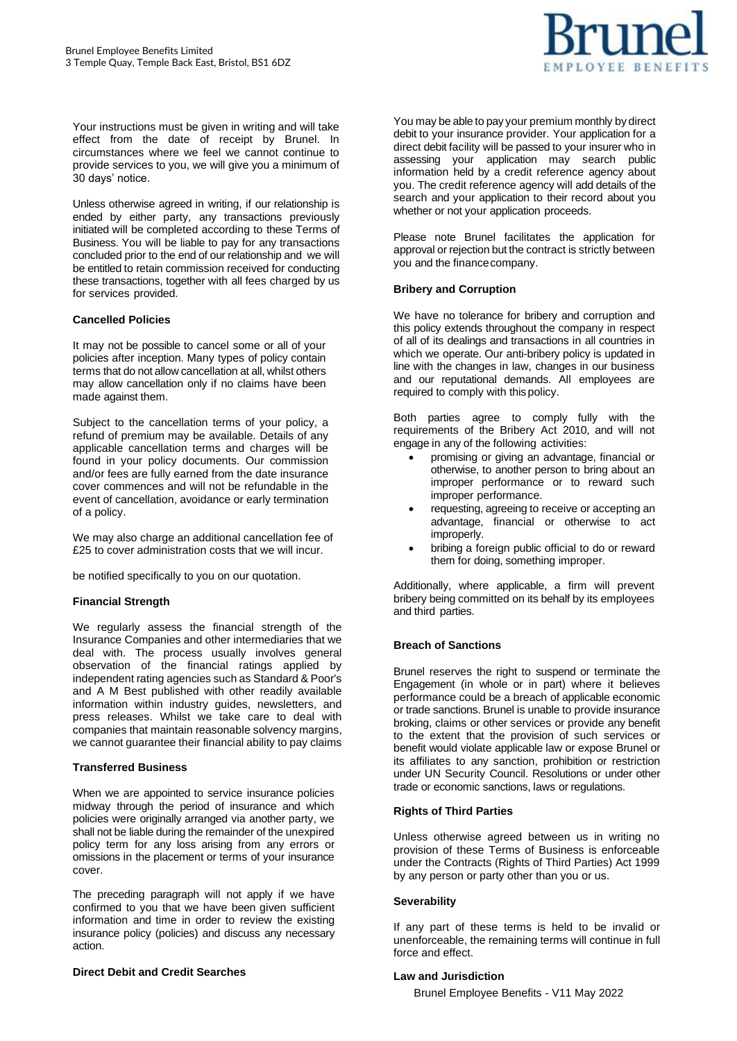Your instructions must be given in writing and will take effect from the date of receipt by Brunel. In circumstances where we feel we cannot continue to provide services to you, we will give you a minimum of 30 days' notice.

Unless otherwise agreed in writing, if our relationship is ended by either party, any transactions previously initiated will be completed according to these Terms of Business. You will be liable to pay for any transactions concluded prior to the end of our relationship and we will be entitled to retain commission received for conducting these transactions, together with all fees charged by us for services provided.

**Cancelled Policies**

It may not be possible to cancel some or all of your policies after inception. Many types of policy contain terms that do not allow cancellation at all, whilst others may allow cancellation only if no claims have been made against them.

Subject to the cancellation terms of your policy, a refund of premium may be available. Details of any applicable cancellation terms and charges will be found in your policy documents. Our commission and/or fees are fully earned from the date insurance cover commences and will not be refundable in the event of cancellation, avoidance or early termination of a policy.

We may also charge an additional cancellation fee of £25 to cover administration costs that we will incur.

be notified specifically to you on our quotation.

**Financial Strength**

We regularly assess the financial strength of the Insurance Companies and other intermediaries that we deal with. The process usually involves general observation of the financial ratings applied by independent rating agencies such as Standard & Poor's and A M Best published with other readily available information within industry guides, newsletters, and press releases. Whilst we take care to deal with companies that maintain reasonable solvency margins, we cannot guarantee their financial ability to pay claims

**Transferred Business**

When we are appointed to service insurance policies midway through the period of insurance and which policies were originally arranged via another party, we shall not be liable during the remainder of the unexpired policy term for any loss arising from any errors or omissions in the placement or terms of your insurance cover.

The preceding paragraph will not apply if we have confirmed to you that we have been given sufficient information and time in order to review the existing insurance policy (policies) and discuss any necessary action.

**Direct Debit and Credit Searches**

You may be able to pay your premium monthly by direct debit to your insurance provider. Your application for a direct debit facility will be passed to your insurer who in assessing your application may search public information held by a credit reference agency about you. The credit reference agency will add details of the search and your application to their record about you whether or not your application proceeds.

Please note Brunel facilitates the application for approval or rejection but the contract is strictly between you and the finance company.

**Bribery and Corruption**

We have no tolerance for bribery and corruption and this policy extends throughout the company in respect of all of its dealings and transactions in all countries in which we operate. Our anti-bribery policy is updated in line with the changes in law, changes in our business and our reputational demands. All employees are required to comply with this policy.

Both parties agree to comply fully with the requirements of the Bribery Act 2010, and will not engage in any of the following activities:

- promising or giving an advantage, financial or otherwise, to another person to bring about an improper performance or to reward such improper performance.
- requesting, agreeing to receive or accepting an advantage, financial or otherwise to act improperly.
- bribing a foreign public official to do or reward them for doing, something improper.

Additionally, where applicable, a firm will prevent bribery being committed on its behalf by its employees and third parties.

**Breach of Sanctions**

Brunel reserves the right to suspend or terminate the Engagement (in whole or in part) where it believes performance could be a breach of applicable economic or trade sanctions. Brunel is unable to provide insurance broking, claims or other services or provide any benefit to the extent that the provision of such services or benefit would violate applicable law or expose Brunel or its affiliates to any sanction, prohibition or restriction under UN Security Council. Resolutions or under other trade or economic sanctions, laws or regulations.

**Rights of Third Parties**

Unless otherwise agreed between us in writing no provision of these Terms of Business is enforceable under the Contracts (Rights of Third Parties) Act 1999 by any person or party other than you or us.

**Severability**

If any part of these terms is held to be invalid or unenforceable, the remaining terms will continue in full force and effect.

**Law and Jurisdiction**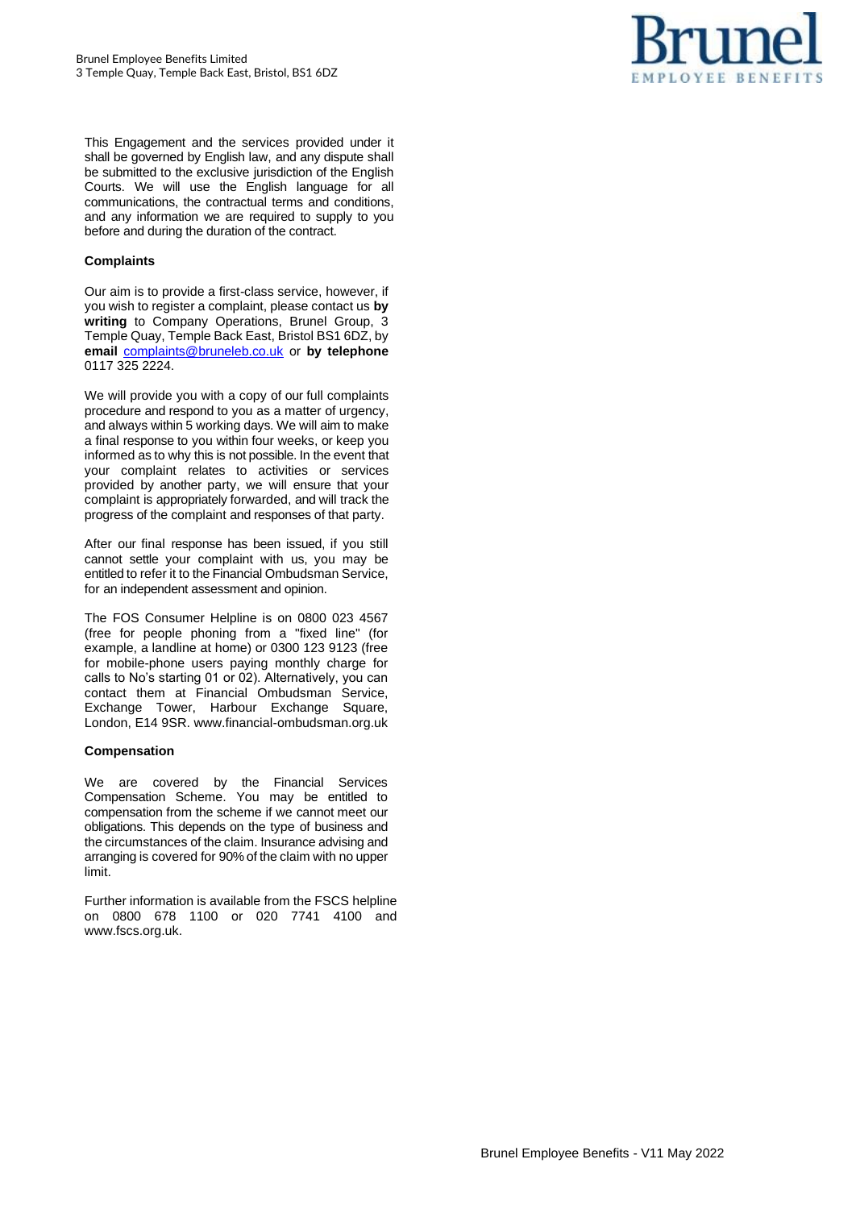This Engagement and the services provided under it shall be governed by English law, and any dispute shall be submitted to the exclusive jurisdiction of the English Courts. We will use the English language for all communications, the contractual terms and conditions, and any information we are required to supply to you before and during the duration of the contract.

**Complaints**

Our aim is to provide a first-class service, however, if you wish to register a complaint, please contact us **by writing** to Company Operations, Brunel Group, 3 Temple Quay, Temple Back East, Bristol BS1 6DZ, by **email** complaints@bruneleb.co.uk or **by telephone** 0117 325 2224.

We will provide you with a copy of our full complaints procedure and respond to you as a matter of urgency, and always within 5 working days. We will aim to make a final response to you within four weeks, or keep you informed as to why this is not possible. In the event that your complaint relates to activities or services provided by another party, we will ensure that your complaint is appropriately forwarded, and will track the progress of the complaint and responses of that party.

After our final response has been issued, if you still cannot settle your complaint with us, you may be entitled to refer it to the Financial Ombudsman Service, for an independent assessment and opinion.

The FOS Consumer Helpline is on 0800 023 4567 (free for people phoning from a "fixed line" (for example, a landline at home) or 0300 123 9123 (free for mobile-phone users paying monthly charge for calls to No's starting 01 or 02). Alternatively, you can contact them at Financial Ombudsman Service, Exchange Tower, Harbour Exchange Square, London, E14 9SR. www.financial-ombudsman.org.uk

**Compensation**

We are covered by the Financial Services Compensation Scheme. You may be entitled to compensation from the scheme if we cannot meet our obligations. This depends on the type of business and the circumstances of the claim. Insurance advising and arranging is covered for 90% of the claim with no upper limit.

Further information is available from the FSCS helpline on 0800 678 1100 or 020 7741 4100 and www.fscs.org.uk.